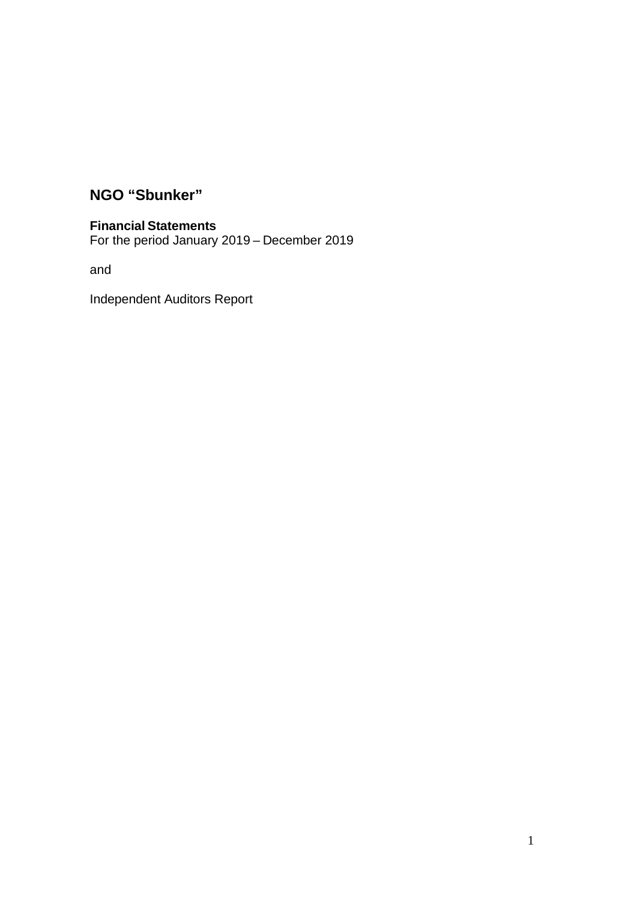# NGO “Sbunker”

**Financial Statements**
For the period January 2019 – December 2019

and

Independent Auditors Report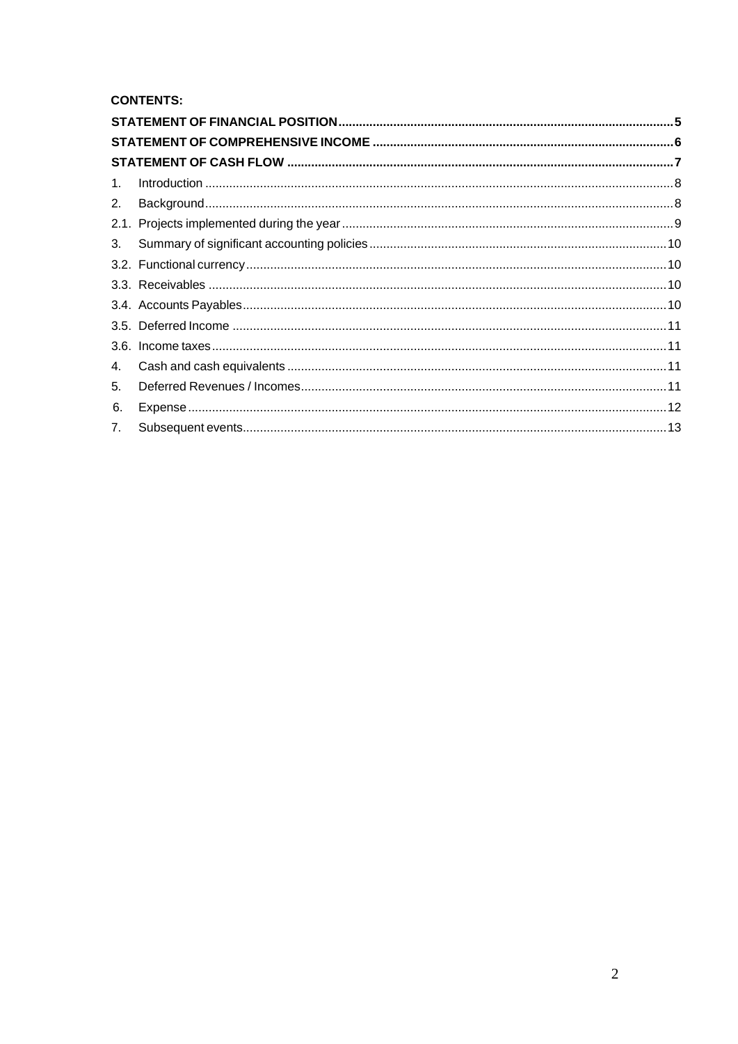**CONTENTS:**

**STATEMENT OF FINANCIAL POSITION** ........ 5

**STATEMENT OF COMPREHENSIVE INCOME** ........ 6

**STATEMENT OF CASH FLOW** ........ 7

1. Introduction ........ 8
2. Background ........ 8

2.1. Projects implemented during the year ........ 9

3. Summary of significant accounting policies ........ 10

3.2. Functional currency ........ 10

3.3. Receivables ........ 10

3.4. Accounts Payables ........ 10

3.5. Deferred Income ........ 11

3.6. Income taxes ........ 11

4. Cash and cash equivalents ........ 11
5. Deferred Revenues / Incomes ........ 11
6. Expense ........ 12
7. Subsequent events ........ 13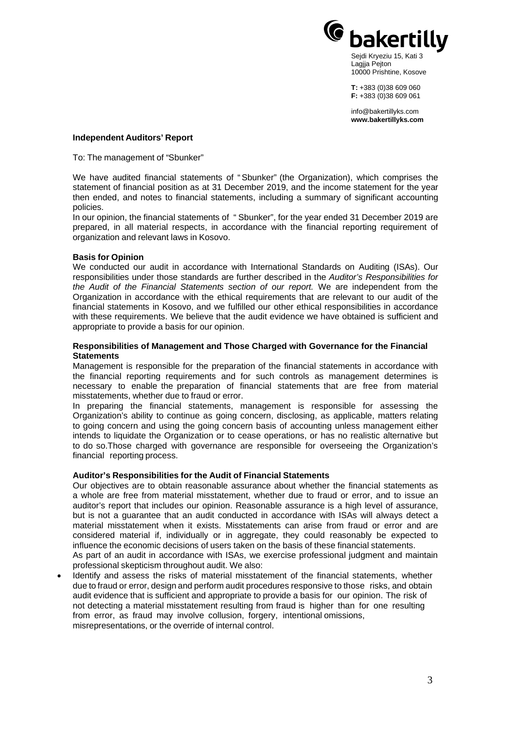bakertilly

Sejdi Kryeziu 15, Kati 3
Lagjja Pejton
10000 Prishtine, Kosove

**T:** +383 (0)38 609 060
**F:** +383 (0)38 609 061

info@bakertillyks.com
**www.bakertillyks.com**

**Independent Auditors' Report**

To: The management of "Sbunker"

We have audited financial statements of " Sbunker" (the Organization), which comprises the statement of financial position as at 31 December 2019, and the income statement for the year then ended, and notes to financial statements, including a summary of significant accounting policies.
In our opinion, the financial statements of " Sbunker", for the year ended 31 December 2019 are prepared, in all material respects, in accordance with the financial reporting requirement of organization and relevant laws in Kosovo.

**Basis for Opinion**
We conducted our audit in accordance with International Standards on Auditing (ISAs). Our responsibilities under those standards are further described in the *Auditor's Responsibilities for the Audit of the Financial Statements section of our report.* We are independent from the Organization in accordance with the ethical requirements that are relevant to our audit of the financial statements in Kosovo, and we fulfilled our other ethical responsibilities in accordance with these requirements. We believe that the audit evidence we have obtained is sufficient and appropriate to provide a basis for our opinion.

**Responsibilities of Management and Those Charged with Governance for the Financial Statements**
Management is responsible for the preparation of the financial statements in accordance with the financial reporting requirements and for such controls as management determines is necessary to enable the preparation of financial statements that are free from material misstatements, whether due to fraud or error.
In preparing the financial statements, management is responsible for assessing the Organization's ability to continue as going concern, disclosing, as applicable, matters relating to going concern and using the going concern basis of accounting unless management either intends to liquidate the Organization or to cease operations, or has no realistic alternative but to do so.Those charged with governance are responsible for overseeing the Organization's financial reporting process.

**Auditor's Responsibilities for the Audit of Financial Statements**
Our objectives are to obtain reasonable assurance about whether the financial statements as a whole are free from material misstatement, whether due to fraud or error, and to issue an auditor's report that includes our opinion. Reasonable assurance is a high level of assurance, but is not a guarantee that an audit conducted in accordance with ISAs will always detect a material misstatement when it exists. Misstatements can arise from fraud or error and are considered material if, individually or in aggregate, they could reasonably be expected to influence the economic decisions of users taken on the basis of these financial statements.
As part of an audit in accordance with ISAs, we exercise professional judgment and maintain professional skepticism throughout audit. We also:

- Identify and assess the risks of material misstatement of the financial statements, whether due to fraud or error, design and perform audit procedures responsive to those risks, and obtain audit evidence that is sufficient and appropriate to provide a basis for our opinion. The risk of not detecting a material misstatement resulting from fraud is higher than for one resulting from error, as fraud may involve collusion, forgery, intentional omissions, misrepresentations, or the override of internal control.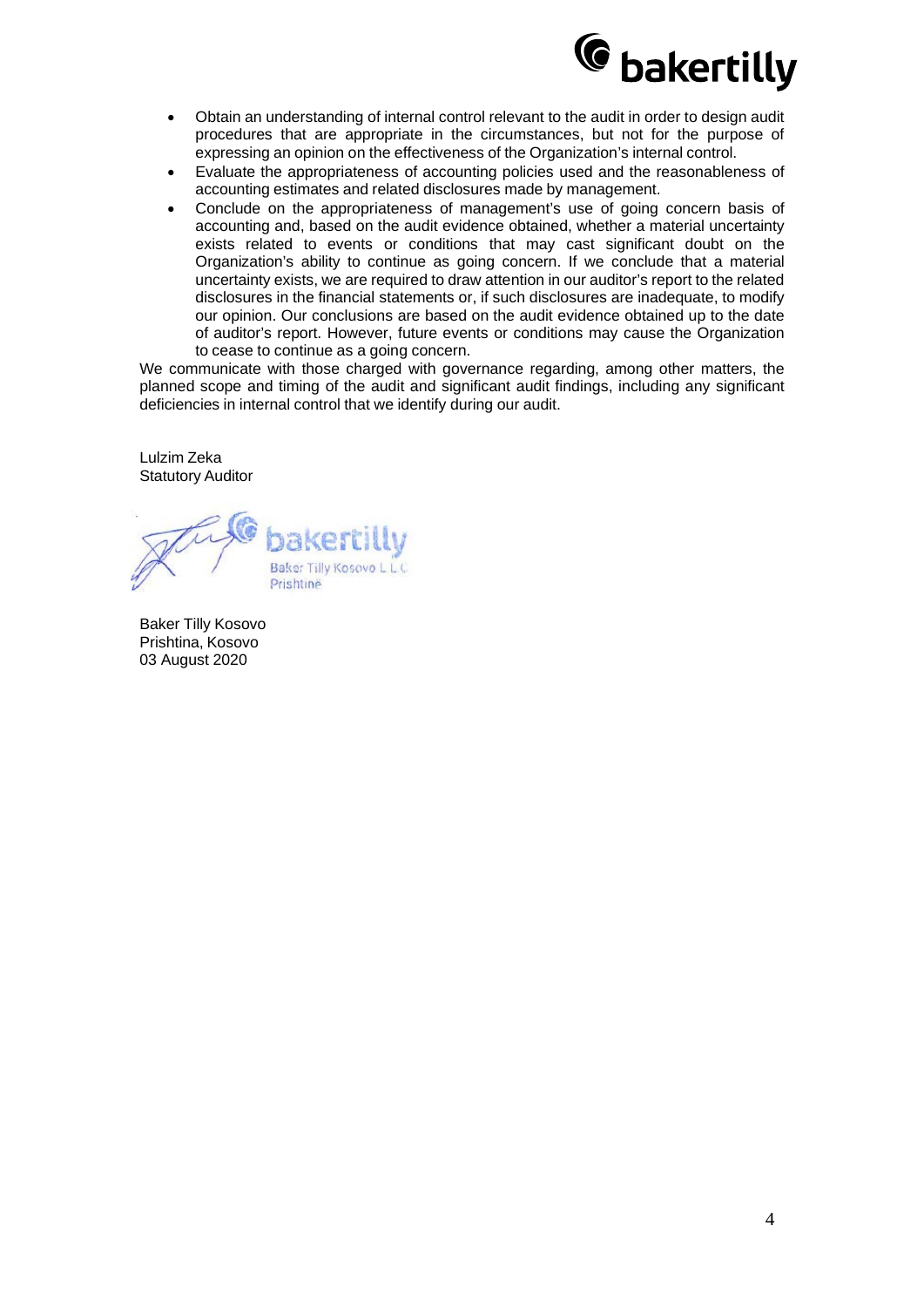- Obtain an understanding of internal control relevant to the audit in order to design audit procedures that are appropriate in the circumstances, but not for the purpose of expressing an opinion on the effectiveness of the Organization's internal control.
- Evaluate the appropriateness of accounting policies used and the reasonableness of accounting estimates and related disclosures made by management.
- Conclude on the appropriateness of management's use of going concern basis of accounting and, based on the audit evidence obtained, whether a material uncertainty exists related to events or conditions that may cast significant doubt on the Organization's ability to continue as going concern. If we conclude that a material uncertainty exists, we are required to draw attention in our auditor's report to the related disclosures in the financial statements or, if such disclosures are inadequate, to modify our opinion. Our conclusions are based on the audit evidence obtained up to the date of auditor's report. However, future events or conditions may cause the Organization to cease to continue as a going concern.

We communicate with those charged with governance regarding, among other matters, the planned scope and timing of the audit and significant audit findings, including any significant deficiencies in internal control that we identify during our audit.

Lulzim Zeka
Statutory Auditor

Baker Tilly Kosovo L.L.C
Prishtinë

Baker Tilly Kosovo
Prishtina, Kosovo
03 August 2020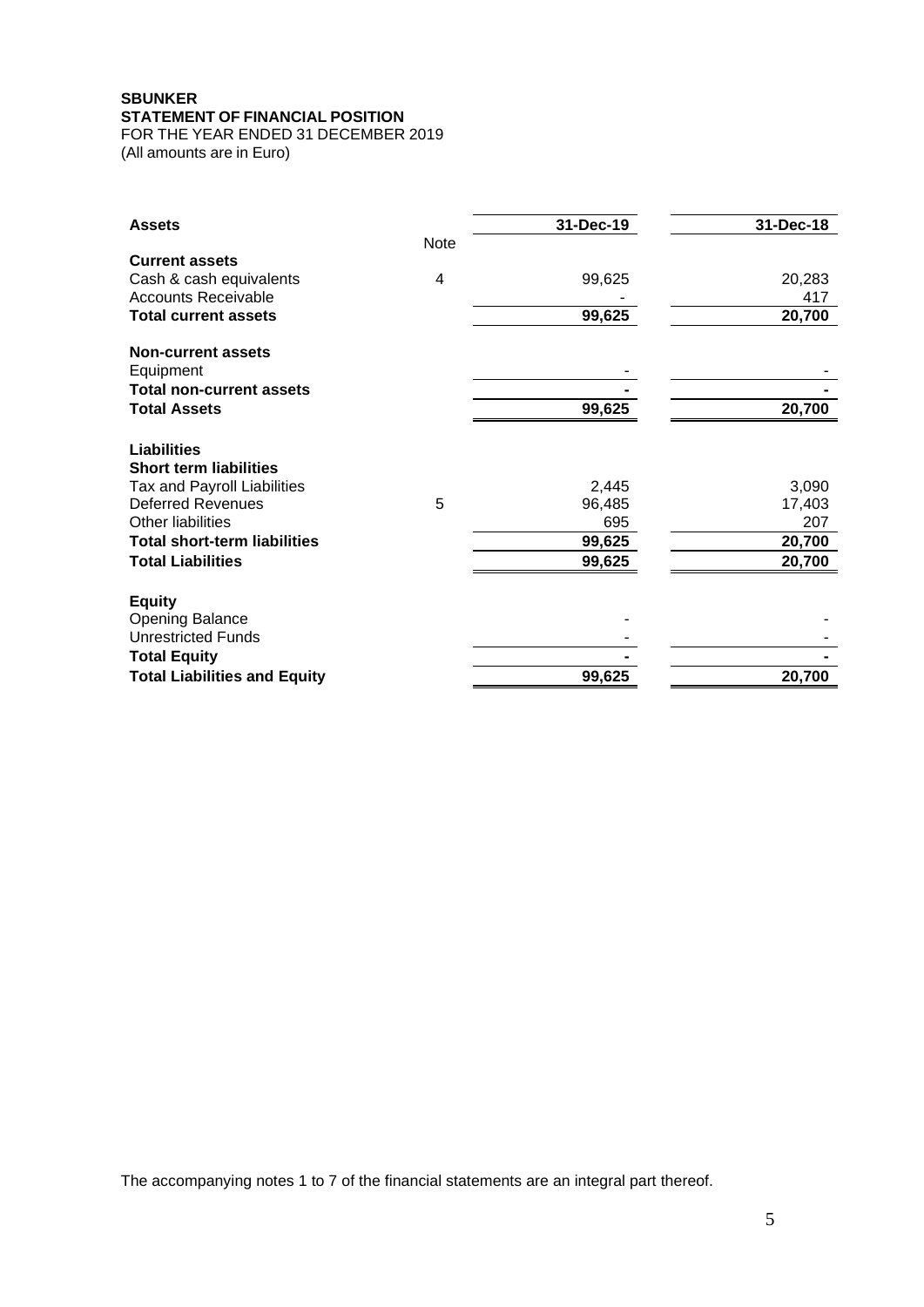**SBUNKER**
**STATEMENT OF FINANCIAL POSITION**
FOR THE YEAR ENDED 31 DECEMBER 2019
(All amounts are in Euro)

| **Assets** | Note | **31-Dec-19** | **31-Dec-18** |
|---|---|---|---|
| **Current assets** | | | |
| Cash & cash equivalents | 4 | 99,625 | 20,283 |
| Accounts Receivable | | - | 417 |
| **Total current assets** | | **99,625** | **20,700** |
| **Non-current assets** | | | |
| Equipment | | - | - |
| **Total non-current assets** | | **-** | **-** |
| **Total Assets** | | **99,625** | **20,700** |
| **Liabilities** | | | |
| **Short term liabilities** | | | |
| Tax and Payroll Liabilities | | 2,445 | 3,090 |
| Deferred Revenues | 5 | 96,485 | 17,403 |
| Other liabilities | | 695 | 207 |
| **Total short-term liabilities** | | **99,625** | **20,700** |
| **Total Liabilities** | | **99,625** | **20,700** |
| **Equity** | | | |
| Opening Balance | | - | - |
| Unrestricted Funds | | - | - |
| **Total Equity** | | **-** | **-** |
| **Total Liabilities and Equity** | | **99,625** | **20,700** |

The accompanying notes 1 to 7 of the financial statements are an integral part thereof.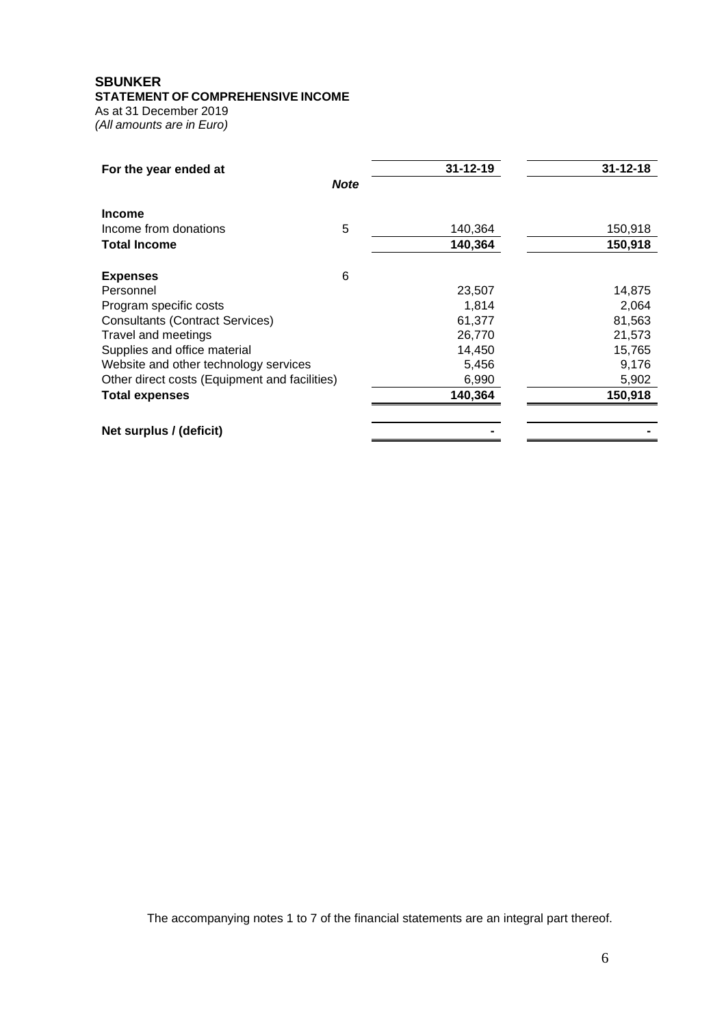**SBUNKER**
**STATEMENT OF COMPREHENSIVE INCOME**
As at 31 December 2019
*(All amounts are in Euro)*

| For the year ended at | *Note* | 31-12-19 | 31-12-18 |
|---|---|---|---|
| **Income** | | | |
| Income from donations | 5 | 140,364 | 150,918 |
| **Total Income** | | **140,364** | **150,918** |
| | | | |
| **Expenses** | 6 | | |
| Personnel | | 23,507 | 14,875 |
| Program specific costs | | 1,814 | 2,064 |
| Consultants (Contract Services) | | 61,377 | 81,563 |
| Travel and meetings | | 26,770 | 21,573 |
| Supplies and office material | | 14,450 | 15,765 |
| Website and other technology services | | 5,456 | 9,176 |
| Other direct costs (Equipment and facilities) | | 6,990 | 5,902 |
| **Total expenses** | | **140,364** | **150,918** |
| | | | |
| **Net surplus / (deficit)** | | **-** | **-** |

The accompanying notes 1 to 7 of the financial statements are an integral part thereof.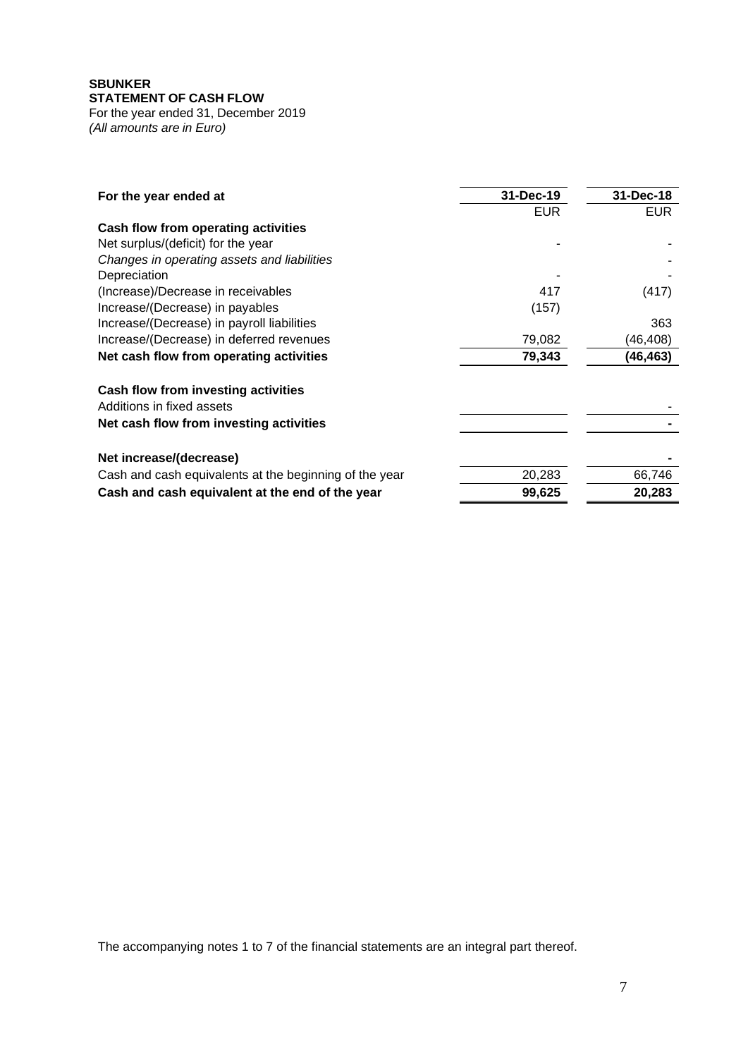**SBUNKER**
**STATEMENT OF CASH FLOW**
For the year ended 31, December 2019
*(All amounts are in Euro)*

| **For the year ended at** | **31-Dec-19** | **31-Dec-18** |
|---|---|---|
| | EUR | EUR |
| **Cash flow from operating activities** | | |
| Net surplus/(deficit) for the year | - | - |
| *Changes in operating assets and liabilities* | | - |
| Depreciation | - | - |
| (Increase)/Decrease in receivables | 417 | (417) |
| Increase/(Decrease) in payables | (157) | |
| Increase/(Decrease) in payroll liabilities | | 363 |
| Increase/(Decrease) in deferred revenues | 79,082 | (46,408) |
| **Net cash flow from operating activities** | **79,343** | **(46,463)** |
| | | |
| **Cash flow from investing activities** | | |
| Additions in fixed assets | | - |
| **Net cash flow from investing activities** | | **-** |
| | | |
| **Net increase/(decrease)** | | **-** |
| Cash and cash equivalents at the beginning of the year | 20,283 | 66,746 |
| **Cash and cash equivalent at the end of the year** | **99,625** | **20,283** |

The accompanying notes 1 to 7 of the financial statements are an integral part thereof.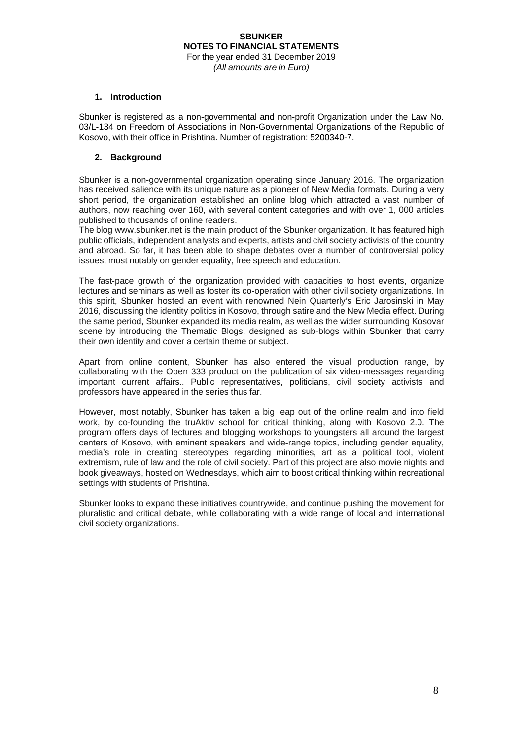# SBUNKER
## NOTES TO FINANCIAL STATEMENTS
For the year ended 31 December 2019
*(All amounts are in Euro)*

### 1. Introduction

Sbunker is registered as a non-governmental and non-profit Organization under the Law No. 03/L-134 on Freedom of Associations in Non-Governmental Organizations of the Republic of Kosovo, with their office in Prishtina. Number of registration: 5200340-7.

### 2. Background

Sbunker is a non-governmental organization operating since January 2016. The organization has received salience with its unique nature as a pioneer of New Media formats. During a very short period, the organization established an online blog which attracted a vast number of authors, now reaching over 160, with several content categories and with over 1, 000 articles published to thousands of online readers.
The blog www.sbunker.net is the main product of the Sbunker organization. It has featured high public officials, independent analysts and experts, artists and civil society activists of the country and abroad. So far, it has been able to shape debates over a number of controversial policy issues, most notably on gender equality, free speech and education.

The fast-pace growth of the organization provided with capacities to host events, organize lectures and seminars as well as foster its co-operation with other civil society organizations. In this spirit, Sbunker hosted an event with renowned Nein Quarterly's Eric Jarosinski in May 2016, discussing the identity politics in Kosovo, through satire and the New Media effect. During the same period, Sbunker expanded its media realm, as well as the wider surrounding Kosovar scene by introducing the Thematic Blogs, designed as sub-blogs within Sbunker that carry their own identity and cover a certain theme or subject.

Apart from online content, Sbunker has also entered the visual production range, by collaborating with the Open 333 product on the publication of six video-messages regarding important current affairs.. Public representatives, politicians, civil society activists and professors have appeared in the series thus far.

However, most notably, Sbunker has taken a big leap out of the online realm and into field work, by co-founding the truAktiv school for critical thinking, along with Kosovo 2.0. The program offers days of lectures and blogging workshops to youngsters all around the largest centers of Kosovo, with eminent speakers and wide-range topics, including gender equality, media's role in creating stereotypes regarding minorities, art as a political tool, violent extremism, rule of law and the role of civil society. Part of this project are also movie nights and book giveaways, hosted on Wednesdays, which aim to boost critical thinking within recreational settings with students of Prishtina.

Sbunker looks to expand these initiatives countrywide, and continue pushing the movement for pluralistic and critical debate, while collaborating with a wide range of local and international civil society organizations.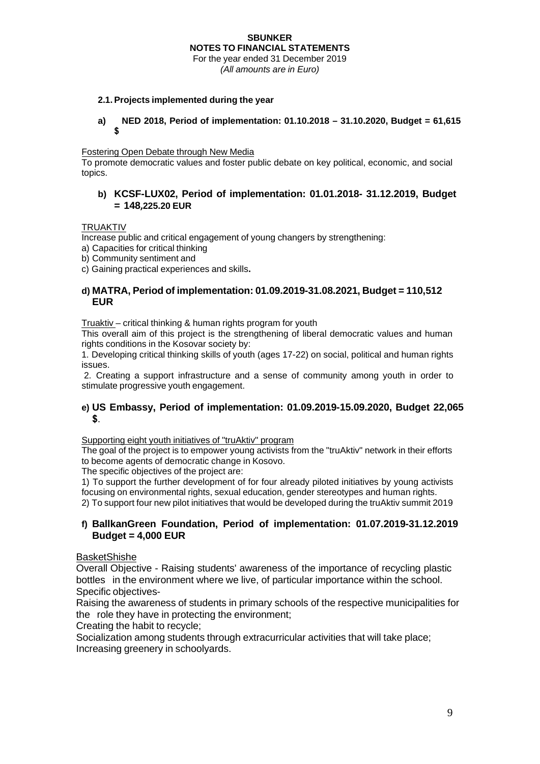### 2.1. Projects implemented during the year

**a) NED 2018, Period of implementation: 01.10.2018 – 31.10.2020, Budget = 61,615 $**

Fostering Open Debate through New Media

To promote democratic values and foster public debate on key political, economic, and social topics.

**b) KCSF-LUX02, Period of implementation: 01.01.2018- 31.12.2019, Budget = 148,225.20 EUR**

TRUAKTIV

Increase public and critical engagement of young changers by strengthening:

a) Capacities for critical thinking
b) Community sentiment and
c) Gaining practical experiences and skills**.**

**d) MATRA, Period of implementation: 01.09.2019-31.08.2021, Budget = 110,512 EUR**

Truaktiv – critical thinking & human rights program for youth

This overall aim of this project is the strengthening of liberal democratic values and human rights conditions in the Kosovar society by:

1. Developing critical thinking skills of youth (ages 17-22) on social, political and human rights issues.
2. Creating a support infrastructure and a sense of community among youth in order to stimulate progressive youth engagement.

**e) US Embassy, Period of implementation: 01.09.2019-15.09.2020, Budget 22,065 $.**

Supporting eight youth initiatives of "truAktiv" program

The goal of the project is to empower young activists from the "truAktiv" network in their efforts to become agents of democratic change in Kosovo.

The specific objectives of the project are:

1) To support the further development of for four already piloted initiatives by young activists focusing on environmental rights, sexual education, gender stereotypes and human rights.
2) To support four new pilot initiatives that would be developed during the truAktiv summit 2019

**f) BallkanGreen Foundation, Period of implementation: 01.07.2019-31.12.2019 Budget = 4,000 EUR**

BasketShishe

Overall Objective - Raising students' awareness of the importance of recycling plastic bottles in the environment where we live, of particular importance within the school.

Specific objectives-

Raising the awareness of students in primary schools of the respective municipalities for the role they have in protecting the environment;

Creating the habit to recycle;

Socialization among students through extracurricular activities that will take place;

Increasing greenery in schoolyards.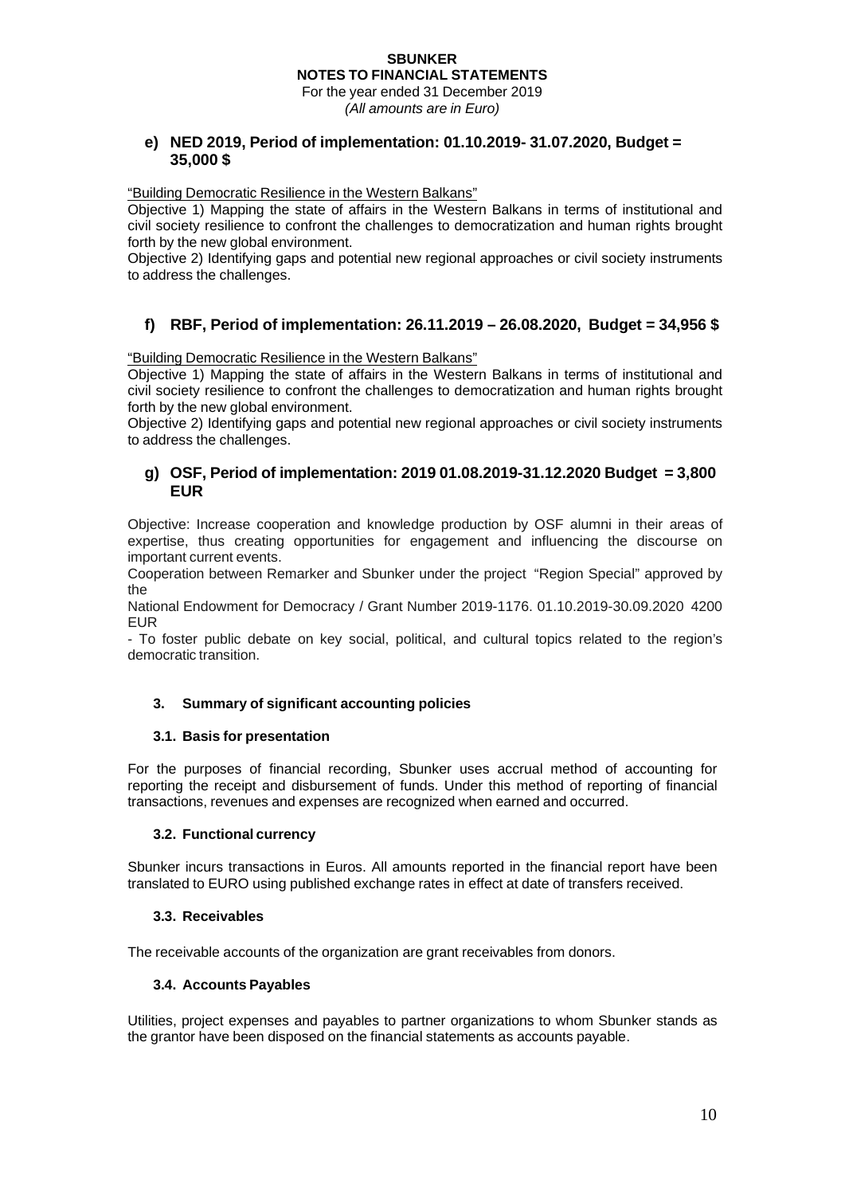**e) NED 2019, Period of implementation: 01.10.2019- 31.07.2020, Budget = 35,000 $**

"Building Democratic Resilience in the Western Balkans"

Objective 1) Mapping the state of affairs in the Western Balkans in terms of institutional and civil society resilience to confront the challenges to democratization and human rights brought forth by the new global environment.

Objective 2) Identifying gaps and potential new regional approaches or civil society instruments to address the challenges.

**f) RBF, Period of implementation: 26.11.2019 – 26.08.2020, Budget = 34,956 $**

"Building Democratic Resilience in the Western Balkans"

Objective 1) Mapping the state of affairs in the Western Balkans in terms of institutional and civil society resilience to confront the challenges to democratization and human rights brought forth by the new global environment.

Objective 2) Identifying gaps and potential new regional approaches or civil society instruments to address the challenges.

**g) OSF, Period of implementation: 2019 01.08.2019-31.12.2020 Budget = 3,800 EUR**

Objective: Increase cooperation and knowledge production by OSF alumni in their areas of expertise, thus creating opportunities for engagement and influencing the discourse on important current events.

Cooperation between Remarker and Sbunker under the project "Region Special" approved by the

National Endowment for Democracy / Grant Number 2019-1176. 01.10.2019-30.09.2020 4200 EUR

- To foster public debate on key social, political, and cultural topics related to the region's democratic transition.

## 3. Summary of significant accounting policies

### 3.1. Basis for presentation

For the purposes of financial recording, Sbunker uses accrual method of accounting for reporting the receipt and disbursement of funds. Under this method of reporting of financial transactions, revenues and expenses are recognized when earned and occurred.

### 3.2. Functional currency

Sbunker incurs transactions in Euros. All amounts reported in the financial report have been translated to EURO using published exchange rates in effect at date of transfers received.

### 3.3. Receivables

The receivable accounts of the organization are grant receivables from donors.

### 3.4. Accounts Payables

Utilities, project expenses and payables to partner organizations to whom Sbunker stands as the grantor have been disposed on the financial statements as accounts payable.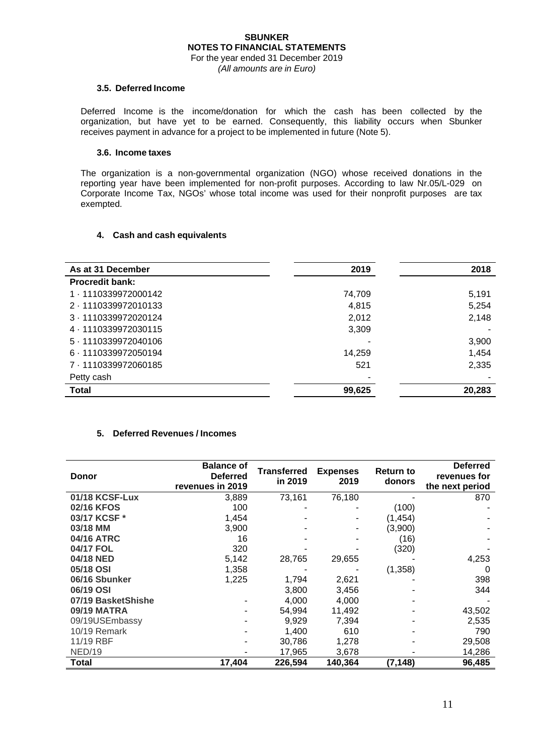**SBUNKER**
**NOTES TO FINANCIAL STATEMENTS**
For the year ended 31 December 2019
*(All amounts are in Euro)*

### 3.5. Deferred Income

Deferred Income is the income/donation for which the cash has been collected by the organization, but have yet to be earned. Consequently, this liability occurs when Sbunker receives payment in advance for a project to be implemented in future (Note 5).

### 3.6. Income taxes

The organization is a non-governmental organization (NGO) whose received donations in the reporting year have been implemented for non-profit purposes. According to law Nr.05/L-029 on Corporate Income Tax, NGOs' whose total income was used for their nonprofit purposes are tax exempted.

## 4. Cash and cash equivalents

| As at 31 December | 2019 | 2018 |
|---|---|---|
| **Procredit bank:** | | |
| 1 · 1110339972000142 | 74,709 | 5,191 |
| 2 · 1110339972010133 | 4,815 | 5,254 |
| 3 · 1110339972020124 | 2,012 | 2,148 |
| 4 · 1110339972030115 | 3,309 | - |
| 5 · 1110339972040106 | - | 3,900 |
| 6 · 1110339972050194 | 14,259 | 1,454 |
| 7 · 1110339972060185 | 521 | 2,335 |
| Petty cash | - | - |
| **Total** | **99,625** | **20,283** |

## 5. Deferred Revenues / Incomes

| Donor | Balance of Deferred revenues in 2019 | Transferred in 2019 | Expenses 2019 | Return to donors | Deferred revenues for the next period |
|---|---|---|---|---|---|
| **01/18 KCSF-Lux** | 3,889 | 73,161 | 76,180 | - | 870 |
| **02/16 KFOS** | 100 | - | - | (100) | - |
| **03/17 KCSF \*** | 1,454 | - | - | (1,454) | - |
| **03/18 MM** | 3,900 | - | - | (3,900) | - |
| **04/16 ATRC** | 16 | - | - | (16) | - |
| **04/17 FOL** | 320 | - | - | (320) | - |
| **04/18 NED** | 5,142 | 28,765 | 29,655 | - | 4,253 |
| **05/18 OSI** | 1,358 | - | - | (1,358) | 0 |
| **06/16 Sbunker** | 1,225 | 1,794 | 2,621 | - | 398 |
| **06/19 OSI** | | 3,800 | 3,456 | - | 344 |
| **07/19 BasketShishe** | - | 4,000 | 4,000 | - | - |
| **09/19 MATRA** | - | 54,994 | 11,492 | - | 43,502 |
| 09/19USEmbassy | - | 9,929 | 7,394 | - | 2,535 |
| 10/19 Remark | - | 1,400 | 610 | - | 790 |
| 11/19 RBF | - | 30,786 | 1,278 | - | 29,508 |
| NED/19 | - | 17,965 | 3,678 | - | 14,286 |
| **Total** | **17,404** | **226,594** | **140,364** | **(7,148)** | **96,485** |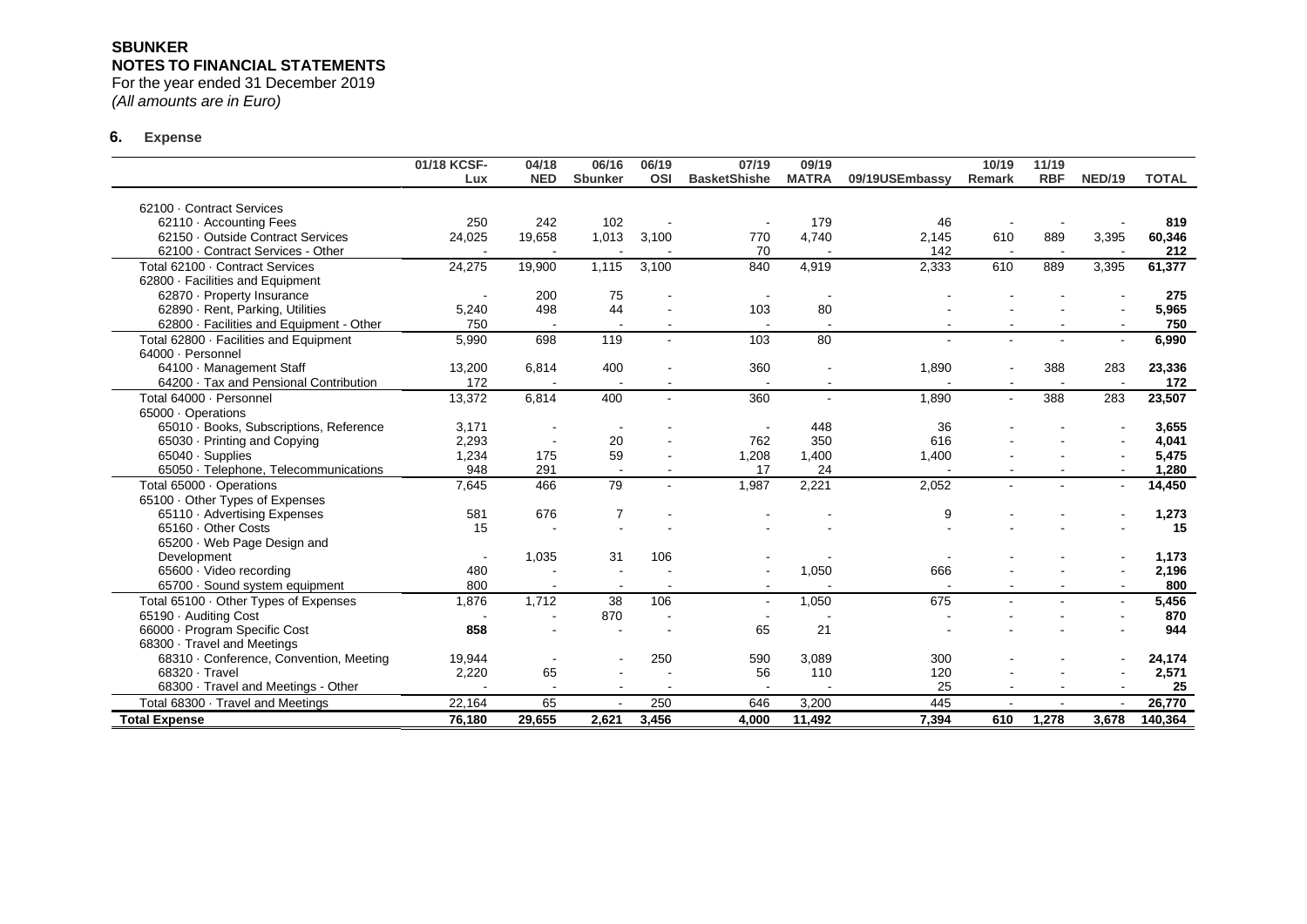# SBUNKER

## NOTES TO FINANCIAL STATEMENTS

For the year ended 31 December 2019

*(All amounts are in Euro)*

### 6. Expense

| | 01/18 KCSF-Lux | 04/18 NED | 06/16 Sbunker | 06/19 OSI | 07/19 BasketShishe | 09/19 MATRA | 09/19USEmbassy | 10/19 Remark | 11/19 RBF | NED/19 | TOTAL |
|---|---|---|---|---|---|---|---|---|---|---|---|
| 62100 · Contract Services | | | | | | | | | | | |
| 62110 · Accounting Fees | 250 | 242 | 102 | - | - | 179 | 46 | - | - | - | **819** |
| 62150 · Outside Contract Services | 24,025 | 19,658 | 1,013 | 3,100 | 770 | 4,740 | 2,145 | 610 | 889 | 3,395 | **60,346** |
| 62100 · Contract Services - Other | - | - | - | - | 70 | - | 142 | - | - | - | **212** |
| Total 62100 · Contract Services | 24,275 | 19,900 | 1,115 | 3,100 | 840 | 4,919 | 2,333 | 610 | 889 | 3,395 | **61,377** |
| 62800 · Facilities and Equipment | | | | | | | | | | | |
| 62870 · Property Insurance | - | 200 | 75 | - | - | - | - | - | - | - | **275** |
| 62890 · Rent, Parking, Utilities | 5,240 | 498 | 44 | - | 103 | 80 | - | - | - | - | **5,965** |
| 62800 · Facilities and Equipment - Other | 750 | - | - | - | - | - | - | - | - | - | **750** |
| Total 62800 · Facilities and Equipment | 5,990 | 698 | 119 | - | 103 | 80 | - | - | - | - | **6,990** |
| 64000 · Personnel | | | | | | | | | | | |
| 64100 · Management Staff | 13,200 | 6,814 | 400 | - | 360 | - | 1,890 | - | 388 | 283 | **23,336** |
| 64200 · Tax and Pensional Contribution | 172 | - | - | - | - | - | - | - | - | - | **172** |
| Total 64000 · Personnel | 13,372 | 6,814 | 400 | - | 360 | - | 1,890 | - | 388 | 283 | **23,507** |
| 65000 · Operations | | | | | | | | | | | |
| 65010 · Books, Subscriptions, Reference | 3,171 | - | - | - | - | 448 | 36 | - | - | - | **3,655** |
| 65030 · Printing and Copying | 2,293 | - | 20 | - | 762 | 350 | 616 | - | - | - | **4,041** |
| 65040 · Supplies | 1,234 | 175 | 59 | - | 1,208 | 1,400 | 1,400 | - | - | - | **5,475** |
| 65050 · Telephone, Telecommunications | 948 | 291 | - | - | 17 | 24 | - | - | - | - | **1,280** |
| Total 65000 · Operations | 7,645 | 466 | 79 | - | 1,987 | 2,221 | 2,052 | - | - | - | **14,450** |
| 65100 · Other Types of Expenses | | | | | | | | | | | |
| 65110 · Advertising Expenses | 581 | 676 | 7 | - | - | - | 9 | - | - | - | **1,273** |
| 65160 · Other Costs | 15 | - | - | - | - | - | - | - | - | - | **15** |
| 65200 · Web Page Design and Development | - | 1,035 | 31 | 106 | - | - | - | - | - | - | **1,173** |
| 65600 · Video recording | 480 | - | - | - | - | 1,050 | 666 | - | - | - | **2,196** |
| 65700 · Sound system equipment | 800 | - | - | - | - | - | - | - | - | - | **800** |
| Total 65100 · Other Types of Expenses | 1,876 | 1,712 | 38 | 106 | - | 1,050 | 675 | - | - | - | **5,456** |
| 65190 · Auditing Cost | - | - | 870 | - | - | - | - | - | - | - | **870** |
| 66000 · Program Specific Cost | **858** | - | - | - | 65 | 21 | - | - | - | - | **944** |
| 68300 · Travel and Meetings | | | | | | | | | | | |
| 68310 · Conference, Convention, Meeting | 19,944 | - | - | 250 | 590 | 3,089 | 300 | - | - | - | **24,174** |
| 68320 · Travel | 2,220 | 65 | - | - | 56 | 110 | 120 | - | - | - | **2,571** |
| 68300 · Travel and Meetings - Other | - | - | - | - | - | - | 25 | - | - | - | **25** |
| Total 68300 · Travel and Meetings | 22,164 | 65 | - | 250 | 646 | 3,200 | 445 | - | - | - | **26,770** |
| **Total Expense** | **76,180** | **29,655** | **2,621** | **3,456** | **4,000** | **11,492** | **7,394** | **610** | **1,278** | **3,678** | **140,364** |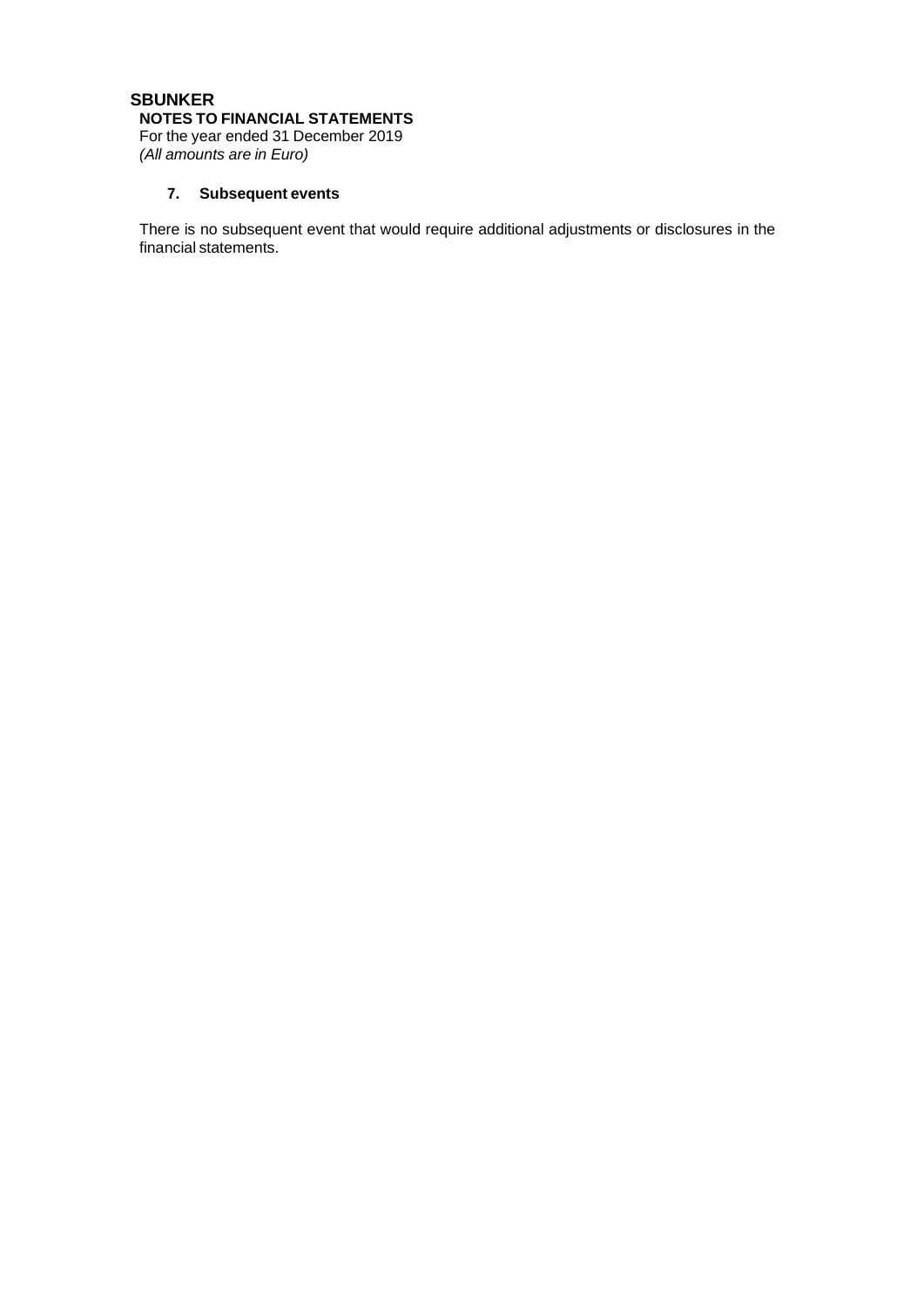**SBUNKER**
**NOTES TO FINANCIAL STATEMENTS**
For the year ended 31 December 2019
*(All amounts are in Euro)*

### 7. Subsequent events

There is no subsequent event that would require additional adjustments or disclosures in the financial statements.